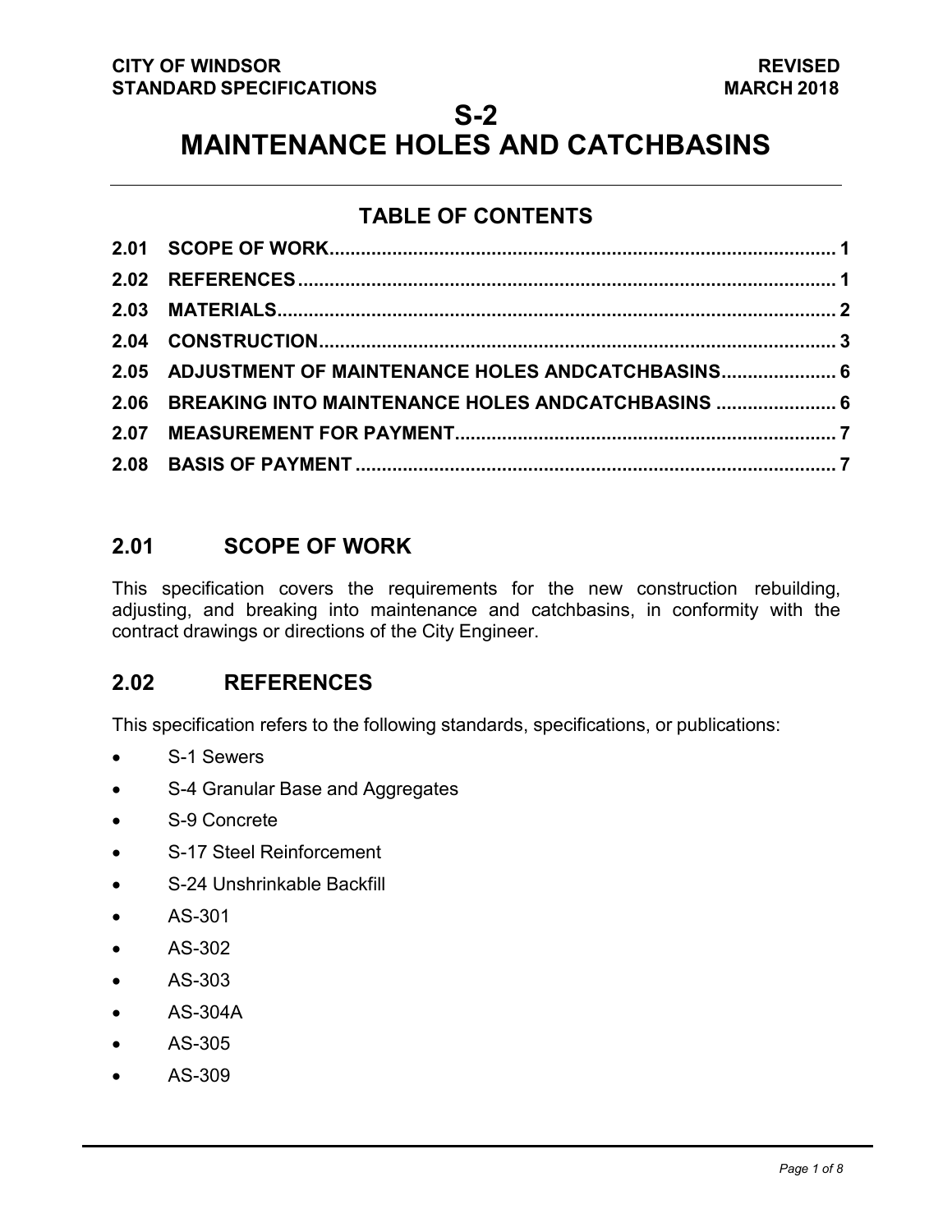CITY OF WINDSOR
STANDARD SPECIFICATIONS

REVISED
MARCH 2018

# S-2
# MAINTENANCE HOLES AND CATCHBASINS

## TABLE OF CONTENTS

| | | |
|---|---|---|
| 2.01 | SCOPE OF WORK | 1 |
| 2.02 | REFERENCES | 1 |
| 2.03 | MATERIALS | 2 |
| 2.04 | CONSTRUCTION | 3 |
| 2.05 | ADJUSTMENT OF MAINTENANCE HOLES ANDCATCHBASINS | 6 |
| 2.06 | BREAKING INTO MAINTENANCE HOLES ANDCATCHBASINS | 6 |
| 2.07 | MEASUREMENT FOR PAYMENT | 7 |
| 2.08 | BASIS OF PAYMENT | 7 |

## 2.01 SCOPE OF WORK

This specification covers the requirements for the new construction rebuilding, adjusting, and breaking into maintenance and catchbasins, in conformity with the contract drawings or directions of the City Engineer.

## 2.02 REFERENCES

This specification refers to the following standards, specifications, or publications:

- S-1 Sewers
- S-4 Granular Base and Aggregates
- S-9 Concrete
- S-17 Steel Reinforcement
- S-24 Unshrinkable Backfill
- AS-301
- AS-302
- AS-303
- AS-304A
- AS-305
- AS-309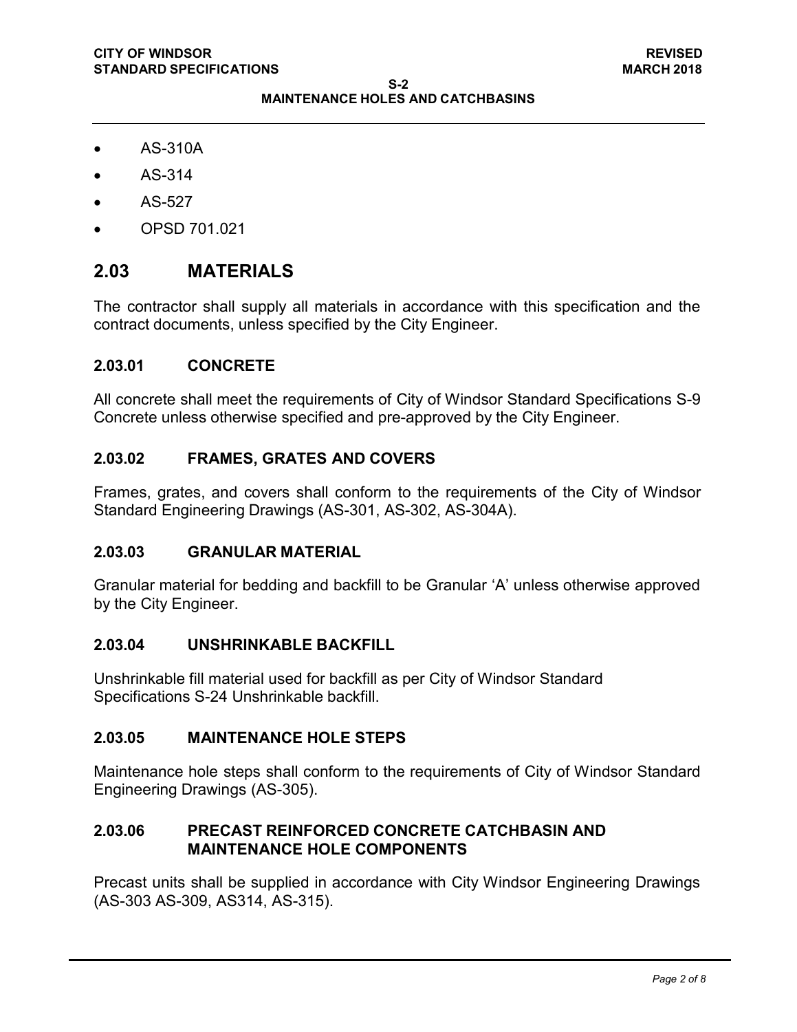- AS-310A
- AS-314
- AS-527
- OPSD 701.021

## 2.03 MATERIALS

The contractor shall supply all materials in accordance with this specification and the contract documents, unless specified by the City Engineer.

### 2.03.01 CONCRETE

All concrete shall meet the requirements of City of Windsor Standard Specifications S-9 Concrete unless otherwise specified and pre-approved by the City Engineer.

### 2.03.02 FRAMES, GRATES AND COVERS

Frames, grates, and covers shall conform to the requirements of the City of Windsor Standard Engineering Drawings (AS-301, AS-302, AS-304A).

### 2.03.03 GRANULAR MATERIAL

Granular material for bedding and backfill to be Granular 'A' unless otherwise approved by the City Engineer.

### 2.03.04 UNSHRINKABLE BACKFILL

Unshrinkable fill material used for backfill as per City of Windsor Standard Specifications S-24 Unshrinkable backfill.

### 2.03.05 MAINTENANCE HOLE STEPS

Maintenance hole steps shall conform to the requirements of City of Windsor Standard Engineering Drawings (AS-305).

### 2.03.06 PRECAST REINFORCED CONCRETE CATCHBASIN AND MAINTENANCE HOLE COMPONENTS

Precast units shall be supplied in accordance with City Windsor Engineering Drawings (AS-303 AS-309, AS314, AS-315).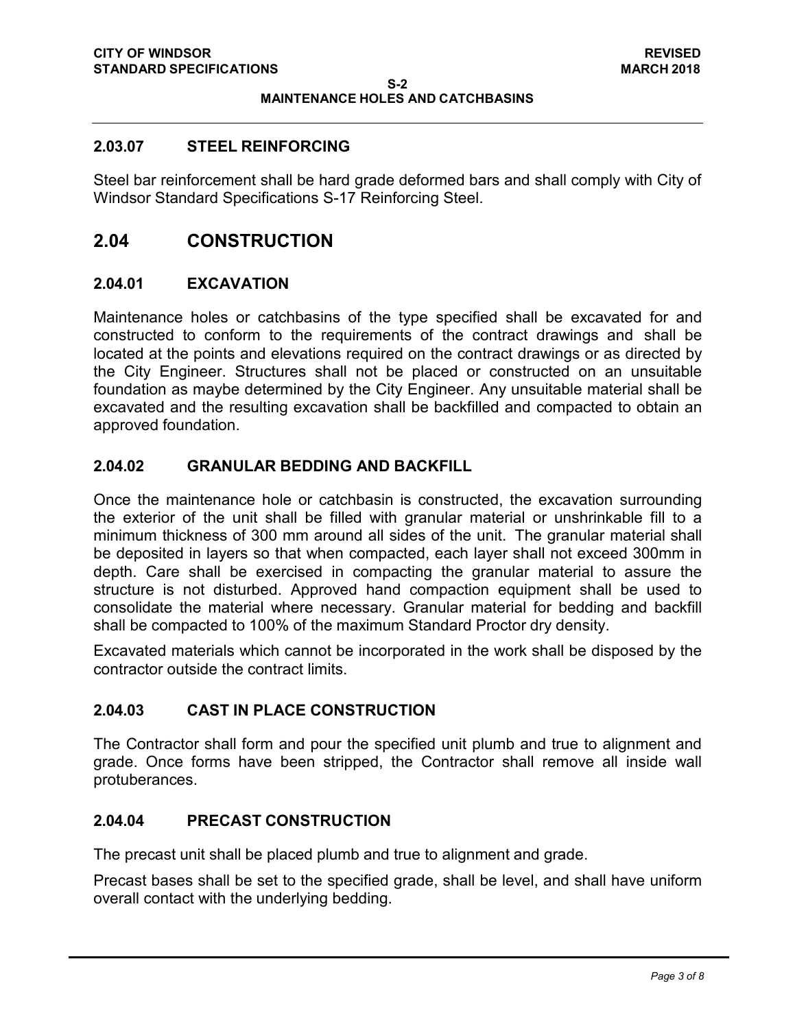### 2.03.07 STEEL REINFORCING

Steel bar reinforcement shall be hard grade deformed bars and shall comply with City of Windsor Standard Specifications S-17 Reinforcing Steel.

## 2.04 CONSTRUCTION

### 2.04.01 EXCAVATION

Maintenance holes or catchbasins of the type specified shall be excavated for and constructed to conform to the requirements of the contract drawings and shall be located at the points and elevations required on the contract drawings or as directed by the City Engineer. Structures shall not be placed or constructed on an unsuitable foundation as maybe determined by the City Engineer. Any unsuitable material shall be excavated and the resulting excavation shall be backfilled and compacted to obtain an approved foundation.

### 2.04.02 GRANULAR BEDDING AND BACKFILL

Once the maintenance hole or catchbasin is constructed, the excavation surrounding the exterior of the unit shall be filled with granular material or unshrinkable fill to a minimum thickness of 300 mm around all sides of the unit. The granular material shall be deposited in layers so that when compacted, each layer shall not exceed 300mm in depth. Care shall be exercised in compacting the granular material to assure the structure is not disturbed. Approved hand compaction equipment shall be used to consolidate the material where necessary. Granular material for bedding and backfill shall be compacted to 100% of the maximum Standard Proctor dry density.

Excavated materials which cannot be incorporated in the work shall be disposed by the contractor outside the contract limits.

### 2.04.03 CAST IN PLACE CONSTRUCTION

The Contractor shall form and pour the specified unit plumb and true to alignment and grade. Once forms have been stripped, the Contractor shall remove all inside wall protuberances.

### 2.04.04 PRECAST CONSTRUCTION

The precast unit shall be placed plumb and true to alignment and grade.

Precast bases shall be set to the specified grade, shall be level, and shall have uniform overall contact with the underlying bedding.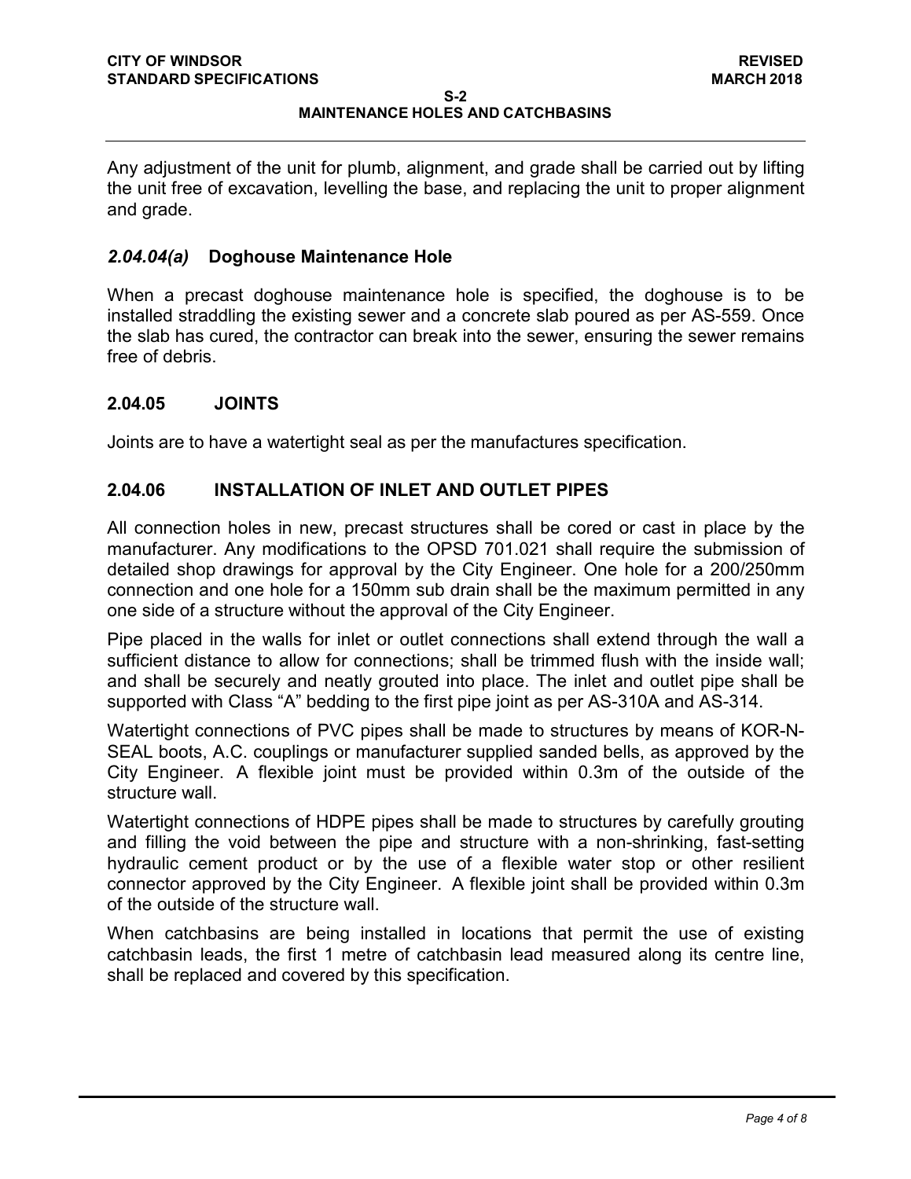Any adjustment of the unit for plumb, alignment, and grade shall be carried out by lifting the unit free of excavation, levelling the base, and replacing the unit to proper alignment and grade.

### *2.04.04(a)* Doghouse Maintenance Hole

When a precast doghouse maintenance hole is specified, the doghouse is to be installed straddling the existing sewer and a concrete slab poured as per AS-559. Once the slab has cured, the contractor can break into the sewer, ensuring the sewer remains free of debris.

### 2.04.05 JOINTS

Joints are to have a watertight seal as per the manufactures specification.

### 2.04.06 INSTALLATION OF INLET AND OUTLET PIPES

All connection holes in new, precast structures shall be cored or cast in place by the manufacturer. Any modifications to the OPSD 701.021 shall require the submission of detailed shop drawings for approval by the City Engineer. One hole for a 200/250mm connection and one hole for a 150mm sub drain shall be the maximum permitted in any one side of a structure without the approval of the City Engineer.

Pipe placed in the walls for inlet or outlet connections shall extend through the wall a sufficient distance to allow for connections; shall be trimmed flush with the inside wall; and shall be securely and neatly grouted into place. The inlet and outlet pipe shall be supported with Class "A" bedding to the first pipe joint as per AS-310A and AS-314.

Watertight connections of PVC pipes shall be made to structures by means of KOR-N-SEAL boots, A.C. couplings or manufacturer supplied sanded bells, as approved by the City Engineer. A flexible joint must be provided within 0.3m of the outside of the structure wall.

Watertight connections of HDPE pipes shall be made to structures by carefully grouting and filling the void between the pipe and structure with a non-shrinking, fast-setting hydraulic cement product or by the use of a flexible water stop or other resilient connector approved by the City Engineer. A flexible joint shall be provided within 0.3m of the outside of the structure wall.

When catchbasins are being installed in locations that permit the use of existing catchbasin leads, the first 1 metre of catchbasin lead measured along its centre line, shall be replaced and covered by this specification.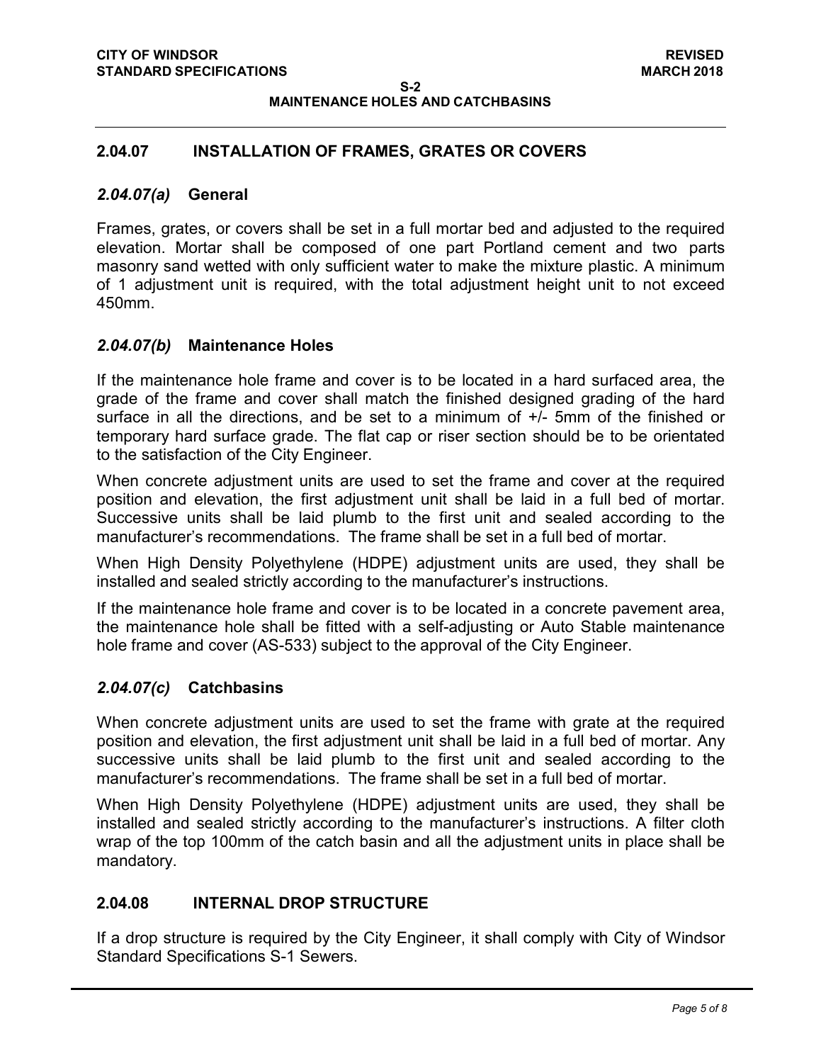## 2.04.07 INSTALLATION OF FRAMES, GRATES OR COVERS

### *2.04.07(a)* General

Frames, grates, or covers shall be set in a full mortar bed and adjusted to the required elevation. Mortar shall be composed of one part Portland cement and two parts masonry sand wetted with only sufficient water to make the mixture plastic. A minimum of 1 adjustment unit is required, with the total adjustment height unit to not exceed 450mm.

### *2.04.07(b)* Maintenance Holes

If the maintenance hole frame and cover is to be located in a hard surfaced area, the grade of the frame and cover shall match the finished designed grading of the hard surface in all the directions, and be set to a minimum of +/- 5mm of the finished or temporary hard surface grade. The flat cap or riser section should be to be orientated to the satisfaction of the City Engineer.

When concrete adjustment units are used to set the frame and cover at the required position and elevation, the first adjustment unit shall be laid in a full bed of mortar. Successive units shall be laid plumb to the first unit and sealed according to the manufacturer's recommendations. The frame shall be set in a full bed of mortar.

When High Density Polyethylene (HDPE) adjustment units are used, they shall be installed and sealed strictly according to the manufacturer's instructions.

If the maintenance hole frame and cover is to be located in a concrete pavement area, the maintenance hole shall be fitted with a self-adjusting or Auto Stable maintenance hole frame and cover (AS-533) subject to the approval of the City Engineer.

### *2.04.07(c)* Catchbasins

When concrete adjustment units are used to set the frame with grate at the required position and elevation, the first adjustment unit shall be laid in a full bed of mortar. Any successive units shall be laid plumb to the first unit and sealed according to the manufacturer's recommendations. The frame shall be set in a full bed of mortar.

When High Density Polyethylene (HDPE) adjustment units are used, they shall be installed and sealed strictly according to the manufacturer's instructions. A filter cloth wrap of the top 100mm of the catch basin and all the adjustment units in place shall be mandatory.

## 2.04.08 INTERNAL DROP STRUCTURE

If a drop structure is required by the City Engineer, it shall comply with City of Windsor Standard Specifications S-1 Sewers.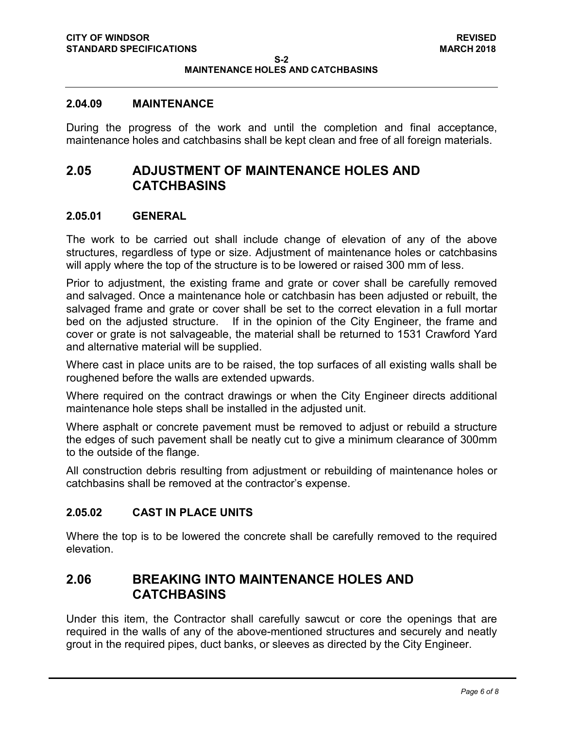### 2.04.09 MAINTENANCE

During the progress of the work and until the completion and final acceptance, maintenance holes and catchbasins shall be kept clean and free of all foreign materials.

## 2.05 ADJUSTMENT OF MAINTENANCE HOLES AND CATCHBASINS

### 2.05.01 GENERAL

The work to be carried out shall include change of elevation of any of the above structures, regardless of type or size. Adjustment of maintenance holes or catchbasins will apply where the top of the structure is to be lowered or raised 300 mm of less.

Prior to adjustment, the existing frame and grate or cover shall be carefully removed and salvaged. Once a maintenance hole or catchbasin has been adjusted or rebuilt, the salvaged frame and grate or cover shall be set to the correct elevation in a full mortar bed on the adjusted structure. If in the opinion of the City Engineer, the frame and cover or grate is not salvageable, the material shall be returned to 1531 Crawford Yard and alternative material will be supplied.

Where cast in place units are to be raised, the top surfaces of all existing walls shall be roughened before the walls are extended upwards.

Where required on the contract drawings or when the City Engineer directs additional maintenance hole steps shall be installed in the adjusted unit.

Where asphalt or concrete pavement must be removed to adjust or rebuild a structure the edges of such pavement shall be neatly cut to give a minimum clearance of 300mm to the outside of the flange.

All construction debris resulting from adjustment or rebuilding of maintenance holes or catchbasins shall be removed at the contractor's expense.

### 2.05.02 CAST IN PLACE UNITS

Where the top is to be lowered the concrete shall be carefully removed to the required elevation.

## 2.06 BREAKING INTO MAINTENANCE HOLES AND CATCHBASINS

Under this item, the Contractor shall carefully sawcut or core the openings that are required in the walls of any of the above-mentioned structures and securely and neatly grout in the required pipes, duct banks, or sleeves as directed by the City Engineer.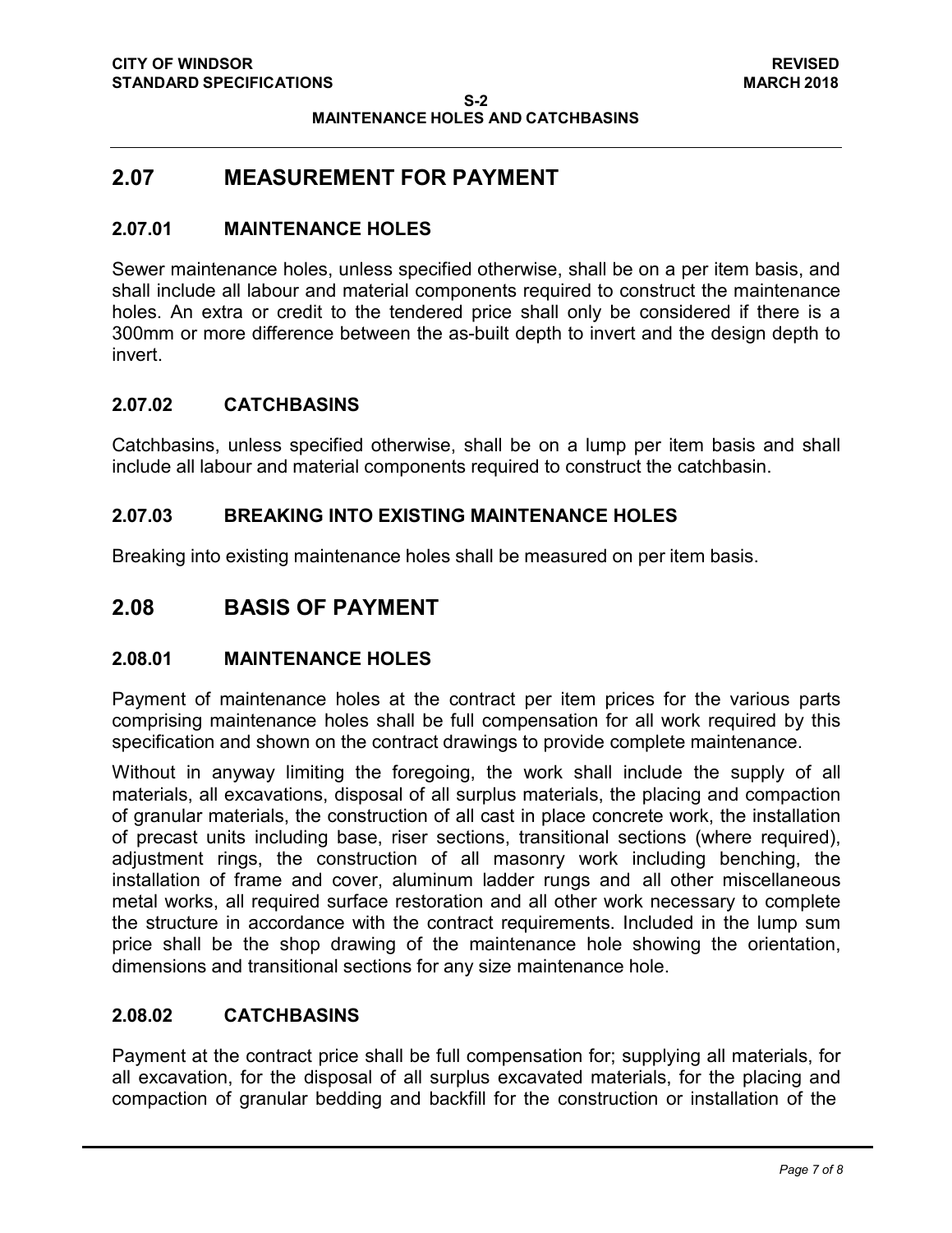## 2.07 MEASUREMENT FOR PAYMENT

### 2.07.01 MAINTENANCE HOLES

Sewer maintenance holes, unless specified otherwise, shall be on a per item basis, and shall include all labour and material components required to construct the maintenance holes. An extra or credit to the tendered price shall only be considered if there is a 300mm or more difference between the as-built depth to invert and the design depth to invert.

### 2.07.02 CATCHBASINS

Catchbasins, unless specified otherwise, shall be on a lump per item basis and shall include all labour and material components required to construct the catchbasin.

### 2.07.03 BREAKING INTO EXISTING MAINTENANCE HOLES

Breaking into existing maintenance holes shall be measured on per item basis.

## 2.08 BASIS OF PAYMENT

### 2.08.01 MAINTENANCE HOLES

Payment of maintenance holes at the contract per item prices for the various parts comprising maintenance holes shall be full compensation for all work required by this specification and shown on the contract drawings to provide complete maintenance.

Without in anyway limiting the foregoing, the work shall include the supply of all materials, all excavations, disposal of all surplus materials, the placing and compaction of granular materials, the construction of all cast in place concrete work, the installation of precast units including base, riser sections, transitional sections (where required), adjustment rings, the construction of all masonry work including benching, the installation of frame and cover, aluminum ladder rungs and all other miscellaneous metal works, all required surface restoration and all other work necessary to complete the structure in accordance with the contract requirements. Included in the lump sum price shall be the shop drawing of the maintenance hole showing the orientation, dimensions and transitional sections for any size maintenance hole.

### 2.08.02 CATCHBASINS

Payment at the contract price shall be full compensation for; supplying all materials, for all excavation, for the disposal of all surplus excavated materials, for the placing and compaction of granular bedding and backfill for the construction or installation of the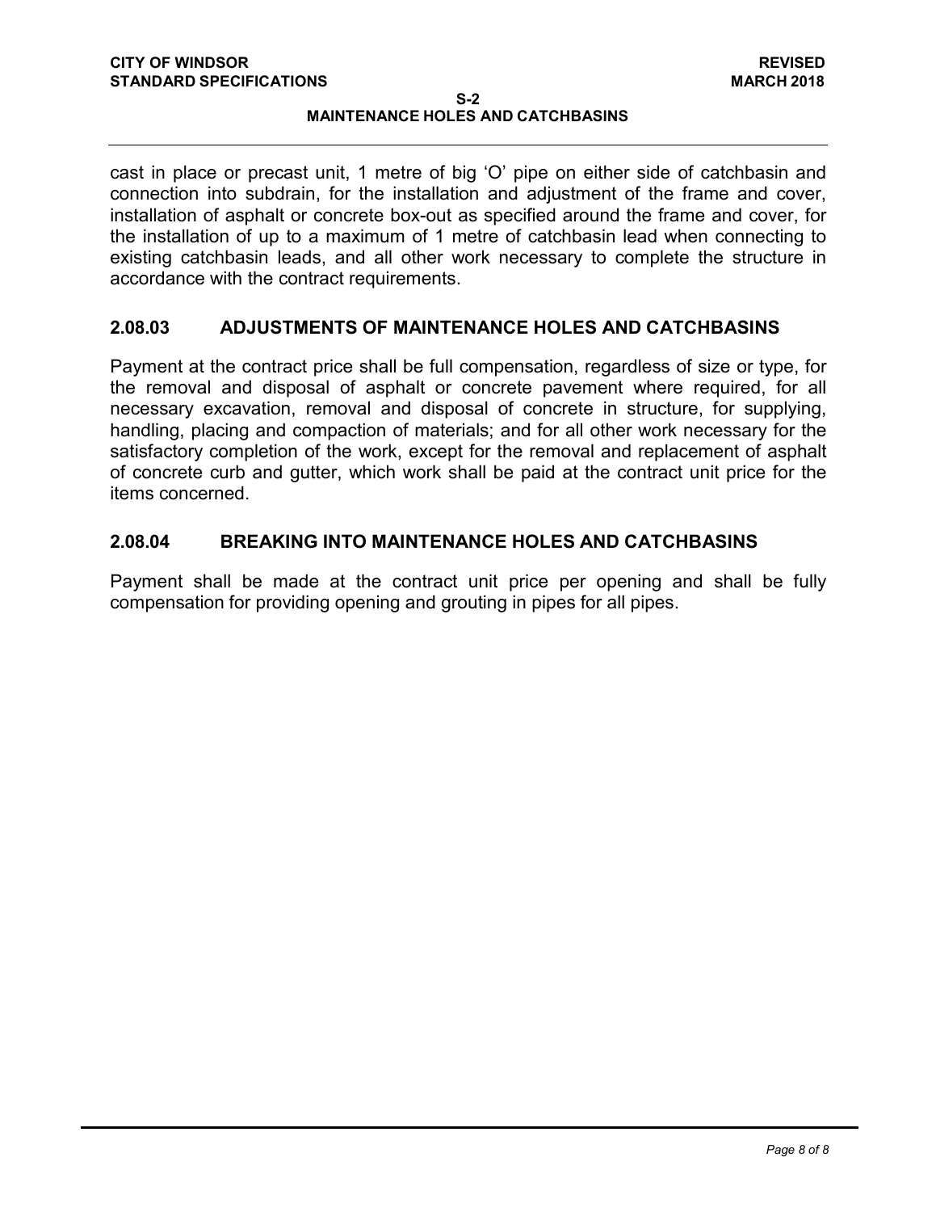cast in place or precast unit, 1 metre of big 'O' pipe on either side of catchbasin and connection into subdrain, for the installation and adjustment of the frame and cover, installation of asphalt or concrete box-out as specified around the frame and cover, for the installation of up to a maximum of 1 metre of catchbasin lead when connecting to existing catchbasin leads, and all other work necessary to complete the structure in accordance with the contract requirements.

### 2.08.03 ADJUSTMENTS OF MAINTENANCE HOLES AND CATCHBASINS

Payment at the contract price shall be full compensation, regardless of size or type, for the removal and disposal of asphalt or concrete pavement where required, for all necessary excavation, removal and disposal of concrete in structure, for supplying, handling, placing and compaction of materials; and for all other work necessary for the satisfactory completion of the work, except for the removal and replacement of asphalt of concrete curb and gutter, which work shall be paid at the contract unit price for the items concerned.

### 2.08.04 BREAKING INTO MAINTENANCE HOLES AND CATCHBASINS

Payment shall be made at the contract unit price per opening and shall be fully compensation for providing opening and grouting in pipes for all pipes.